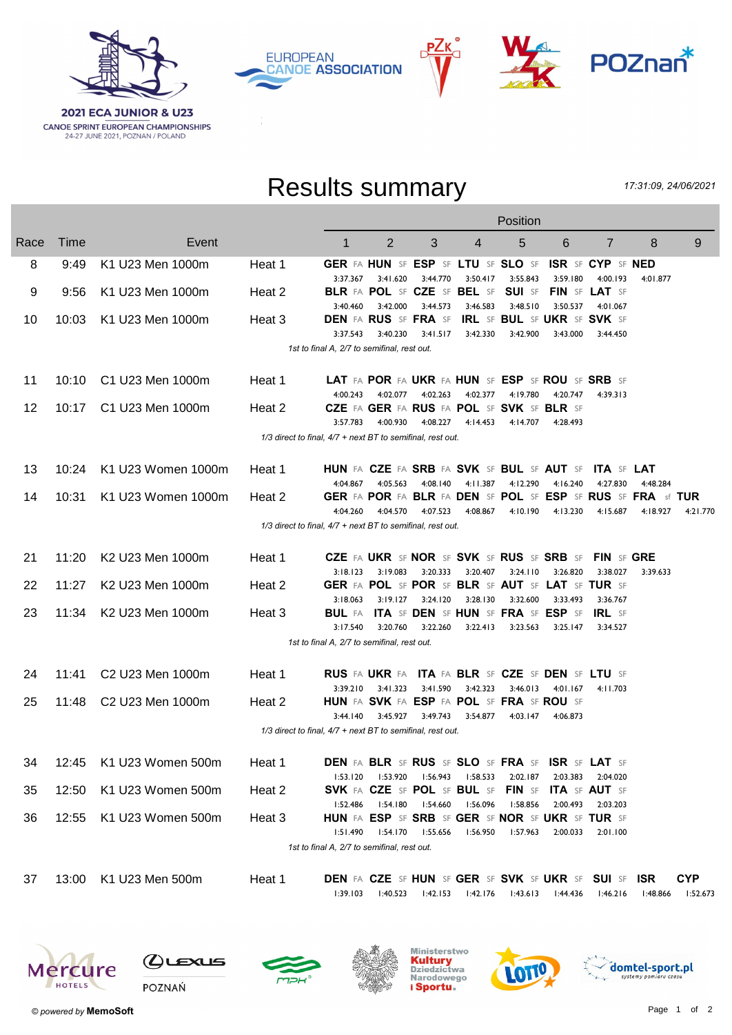2021 ECA JUNIOR & U23
CANOE SPRINT EUROPEAN CHAMPIONSHIPS
24-27 JUNE 2021, POZNAN / POLAND

# Results summary

*17:31:09, 24/06/2021*

| Race | Time | Event | | 1 | 2 | 3 | 4 | 5 | 6 | 7 | 8 | 9 |
|---|---|---|---|---|---|---|---|---|---|---|---|---|
| 8 | 9:49 | K1 U23 Men 1000m | Heat 1 | GER FA | HUN SF | ESP SF | LTU SF | SLO SF | ISR SF | CYP SF | NED | |
| | | | | 3:37.367 | 3:41.620 | 3:44.770 | 3:50.417 | 3:55.843 | 3:59.180 | 4:00.193 | 4:01.877 | |
| 9 | 9:56 | K1 U23 Men 1000m | Heat 2 | BLR FA | POL SF | CZE SF | BEL SF | SUI SF | FIN SF | LAT SF | | |
| | | | | 3:40.460 | 3:42.000 | 3:44.573 | 3:46.583 | 3:48.510 | 3:50.537 | 4:01.067 | | |
| 10 | 10:03 | K1 U23 Men 1000m | Heat 3 | DEN FA | RUS SF | FRA SF | IRL SF | BUL SF | UKR SF | SVK SF | | |
| | | | | 3:37.543 | 3:40.230 | 3:41.517 | 3:42.330 | 3:42.900 | 3:43.000 | 3:44.450 | | |
| | | | | *1st to final A, 2/7 to semifinal, rest out.* | | | | | | | | |
| 11 | 10:10 | C1 U23 Men 1000m | Heat 1 | LAT FA | POR FA | UKR FA | HUN SF | ESP SF | ROU SF | SRB SF | | |
| | | | | 4:00.243 | 4:02.077 | 4:02.263 | 4:02.377 | 4:19.780 | 4:20.747 | 4:39.313 | | |
| 12 | 10:17 | C1 U23 Men 1000m | Heat 2 | CZE FA | GER FA | RUS FA | POL SF | SVK SF | BLR SF | | | |
| | | | | 3:57.783 | 4:00.930 | 4:08.227 | 4:14.453 | 4:14.707 | 4:28.493 | | | |
| | | | | *1/3 direct to final, 4/7 + next BT to semifinal, rest out.* | | | | | | | | |
| 13 | 10:24 | K1 U23 Women 1000m | Heat 1 | HUN FA | CZE FA | SRB FA | SVK SF | BUL SF | AUT SF | ITA SF | LAT | |
| | | | | 4:04.867 | 4:05.563 | 4:08.140 | 4:11.387 | 4:12.290 | 4:16.240 | 4:27.830 | 4:48.284 | |
| 14 | 10:31 | K1 U23 Women 1000m | Heat 2 | GER FA | POR FA | BLR FA | DEN SF | POL SF | ESP SF | RUS SF | FRA sf | TUR |
| | | | | 4:04.260 | 4:04.570 | 4:07.523 | 4:08.867 | 4:10.190 | 4:13.230 | 4:15.687 | 4:18.927 | 4:21.770 |
| | | | | *1/3 direct to final, 4/7 + next BT to semifinal, rest out.* | | | | | | | | |
| 21 | 11:20 | K2 U23 Men 1000m | Heat 1 | CZE FA | UKR SF | NOR SF | SVK SF | RUS SF | SRB SF | FIN SF | GRE | |
| | | | | 3:18.123 | 3:19.083 | 3:20.333 | 3:20.407 | 3:24.110 | 3:26.820 | 3:38.027 | 3:39.633 | |
| 22 | 11:27 | K2 U23 Men 1000m | Heat 2 | GER FA | POL SF | POR SF | BLR SF | AUT SF | LAT SF | TUR SF | | |
| | | | | 3:18.063 | 3:19.127 | 3:24.120 | 3:28.130 | 3:32.600 | 3:33.493 | 3:36.767 | | |
| 23 | 11:34 | K2 U23 Men 1000m | Heat 3 | BUL FA | ITA SF | DEN SF | HUN SF | FRA SF | ESP SF | IRL SF | | |
| | | | | 3:17.540 | 3:20.760 | 3:22.260 | 3:22.413 | 3:23.563 | 3:25.147 | 3:34.527 | | |
| | | | | *1st to final A, 2/7 to semifinal, rest out.* | | | | | | | | |
| 24 | 11:41 | C2 U23 Men 1000m | Heat 1 | RUS FA | UKR FA | ITA FA | BLR SF | CZE SF | DEN SF | LTU SF | | |
| | | | | 3:39.210 | 3:41.323 | 3:41.590 | 3:42.323 | 3:46.013 | 4:01.167 | 4:11.703 | | |
| 25 | 11:48 | C2 U23 Men 1000m | Heat 2 | HUN FA | SVK FA | ESP FA | POL SF | FRA SF | ROU SF | | | |
| | | | | 3:44.140 | 3:45.927 | 3:49.743 | 3:54.877 | 4:03.147 | 4:06.873 | | | |
| | | | | *1/3 direct to final, 4/7 + next BT to semifinal, rest out.* | | | | | | | | |
| 34 | 12:45 | K1 U23 Women 500m | Heat 1 | DEN FA | BLR SF | RUS SF | SLO SF | FRA SF | ISR SF | LAT SF | | |
| | | | | 1:53.120 | 1:53.920 | 1:56.943 | 1:58.533 | 2:02.187 | 2:03.383 | 2:04.020 | | |
| 35 | 12:50 | K1 U23 Women 500m | Heat 2 | SVK FA | CZE SF | POL SF | BUL SF | FIN SF | ITA SF | AUT SF | | |
| | | | | 1:52.486 | 1:54.180 | 1:54.660 | 1:56.096 | 1:58.856 | 2:00.493 | 2:03.203 | | |
| 36 | 12:55 | K1 U23 Women 500m | Heat 3 | HUN FA | ESP SF | SRB SF | GER SF | NOR SF | UKR SF | TUR SF | | |
| | | | | 1:51.490 | 1:54.170 | 1:55.656 | 1:56.950 | 1:57.963 | 2:00.033 | 2:01.100 | | |
| | | | | *1st to final A, 2/7 to semifinal, rest out.* | | | | | | | | |
| 37 | 13:00 | K1 U23 Men 500m | Heat 1 | DEN FA | CZE SF | HUN SF | GER SF | SVK SF | UKR SF | SUI SF | ISR | CYP |
| | | | | 1:39.103 | 1:40.523 | 1:42.153 | 1:42.176 | 1:43.613 | 1:44.436 | 1:46.216 | 1:48.866 | 1:52.673 |

© powered by **MemoSoft**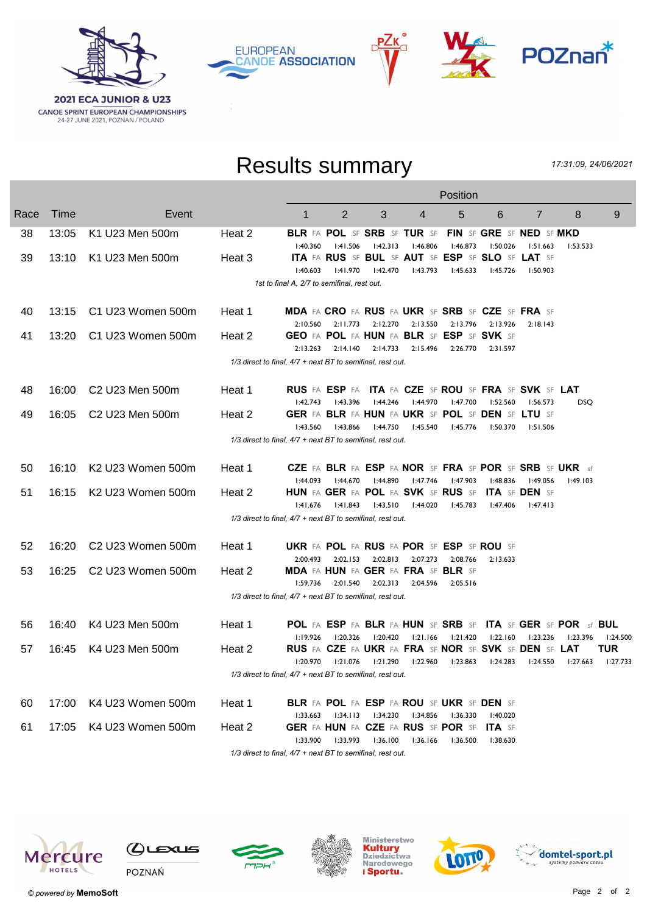2021 ECA JUNIOR & U23
CANOE SPRINT EUROPEAN CHAMPIONSHIPS
24-27 JUNE 2021, POZNAN / POLAND

EUROPEAN CANOE ASSOCIATION

# Results summary

*17:31:09, 24/06/2021*

| Race | Time | Event | | Position 1 | 2 | 3 | 4 | 5 | 6 | 7 | 8 | 9 |
|---|---|---|---|---|---|---|---|---|---|---|---|---|
| 38 | 13:05 | K1 U23 Men 500m | Heat 2 | **BLR** FA | **POL** SF | **SRB** SF | **TUR** SF | **FIN** SF | **GRE** SF | **NED** SF | **MKD** | |
| | | | | 1:40.360 | 1:41.506 | 1:42.313 | 1:46.806 | 1:46.873 | 1:50.026 | 1:51.663 | 1:53.533 | |
| 39 | 13:10 | K1 U23 Men 500m | Heat 3 | **ITA** FA | **RUS** SF | **BUL** SF | **AUT** SF | **ESP** SF | **SLO** SF | **LAT** SF | | |
| | | | | 1:40.603 | 1:41.970 | 1:42.470 | 1:43.793 | 1:45.633 | 1:45.726 | 1:50.903 | | |
| | | | | *1st to final A, 2/7 to semifinal, rest out.* | | | | | | | | |
| 40 | 13:15 | C1 U23 Women 500m | Heat 1 | **MDA** FA | **CRO** FA | **RUS** FA | **UKR** SF | **SRB** SF | **CZE** SF | **FRA** SF | | |
| | | | | 2:10.560 | 2:11.773 | 2:12.270 | 2:13.550 | 2:13.796 | 2:13.926 | 2:18.143 | | |
| 41 | 13:20 | C1 U23 Women 500m | Heat 2 | **GEO** FA | **POL** FA | **HUN** FA | **BLR** SF | **ESP** SF | **SVK** SF | | | |
| | | | | 2:13.263 | 2:14.140 | 2:14.733 | 2:15.496 | 2:26.770 | 2:31.597 | | | |
| | | | | *1/3 direct to final, 4/7 + next BT to semifinal, rest out.* | | | | | | | | |
| 48 | 16:00 | C2 U23 Men 500m | Heat 1 | **RUS** FA | **ESP** FA | **ITA** FA | **CZE** SF | **ROU** SF | **FRA** SF | **SVK** SF | **LAT** | |
| | | | | 1:42.743 | 1:43.396 | 1:44.246 | 1:44.970 | 1:47.700 | 1:52.560 | 1:56.573 | DSQ | |
| 49 | 16:05 | C2 U23 Men 500m | Heat 2 | **GER** FA | **BLR** FA | **HUN** FA | **UKR** SF | **POL** SF | **DEN** SF | **LTU** SF | | |
| | | | | 1:43.560 | 1:43.866 | 1:44.750 | 1:45.540 | 1:45.776 | 1:50.370 | 1:51.506 | | |
| | | | | *1/3 direct to final, 4/7 + next BT to semifinal, rest out.* | | | | | | | | |
| 50 | 16:10 | K2 U23 Women 500m | Heat 1 | **CZE** FA | **BLR** FA | **ESP** FA | **NOR** SF | **FRA** SF | **POR** SF | **SRB** SF | **UKR** sf | |
| | | | | 1:44.093 | 1:44.670 | 1:44.890 | 1:47.746 | 1:47.903 | 1:48.836 | 1:49.056 | 1:49.103 | |
| 51 | 16:15 | K2 U23 Women 500m | Heat 2 | **HUN** FA | **GER** FA | **POL** FA | **SVK** SF | **RUS** SF | **ITA** SF | **DEN** SF | | |
| | | | | 1:41.676 | 1:41.843 | 1:43.510 | 1:44.020 | 1:45.783 | 1:47.406 | 1:47.413 | | |
| | | | | *1/3 direct to final, 4/7 + next BT to semifinal, rest out.* | | | | | | | | |
| 52 | 16:20 | C2 U23 Women 500m | Heat 1 | **UKR** FA | **POL** FA | **RUS** FA | **POR** SF | **ESP** SF | **ROU** SF | | | |
| | | | | 2:00.493 | 2:02.153 | 2:02.813 | 2:07.273 | 2:08.766 | 2:13.633 | | | |
| 53 | 16:25 | C2 U23 Women 500m | Heat 2 | **MDA** FA | **HUN** FA | **GER** FA | **FRA** SF | **BLR** SF | | | | |
| | | | | 1:59.736 | 2:01.540 | 2:02.313 | 2:04.596 | 2:05.516 | | | | |
| | | | | *1/3 direct to final, 4/7 + next BT to semifinal, rest out.* | | | | | | | | |
| 56 | 16:40 | K4 U23 Men 500m | Heat 1 | **POL** FA | **ESP** FA | **BLR** FA | **HUN** SF | **SRB** SF | **ITA** SF | **GER** SF | **POR** sf | **BUL** |
| | | | | 1:19.926 | 1:20.326 | 1:20.420 | 1:21.166 | 1:21.420 | 1:22.160 | 1:23.236 | 1:23.396 | 1:24.500 |
| 57 | 16:45 | K4 U23 Men 500m | Heat 2 | **RUS** FA | **CZE** FA | **UKR** FA | **FRA** SF | **NOR** SF | **SVK** SF | **DEN** SF | **LAT** | **TUR** |
| | | | | 1:20.970 | 1:21.076 | 1:21.290 | 1:22.960 | 1:23.863 | 1:24.283 | 1:24.550 | 1:27.663 | 1:27.733 |
| | | | | *1/3 direct to final, 4/7 + next BT to semifinal, rest out.* | | | | | | | | |
| 60 | 17:00 | K4 U23 Women 500m | Heat 1 | **BLR** FA | **POL** FA | **ESP** FA | **ROU** SF | **UKR** SF | **DEN** SF | | | |
| | | | | 1:33.663 | 1:34.113 | 1:34.230 | 1:34.856 | 1:36.330 | 1:40.020 | | | |
| 61 | 17:05 | K4 U23 Women 500m | Heat 2 | **GER** FA | **HUN** FA | **CZE** FA | **RUS** SF | **POR** SF | **ITA** SF | | | |
| | | | | 1:33.900 | 1:33.993 | 1:36.100 | 1:36.166 | 1:36.500 | 1:38.630 | | | |
| | | | | *1/3 direct to final, 4/7 + next BT to semifinal, rest out.* | | | | | | | | |

© powered by **MemoSoft**